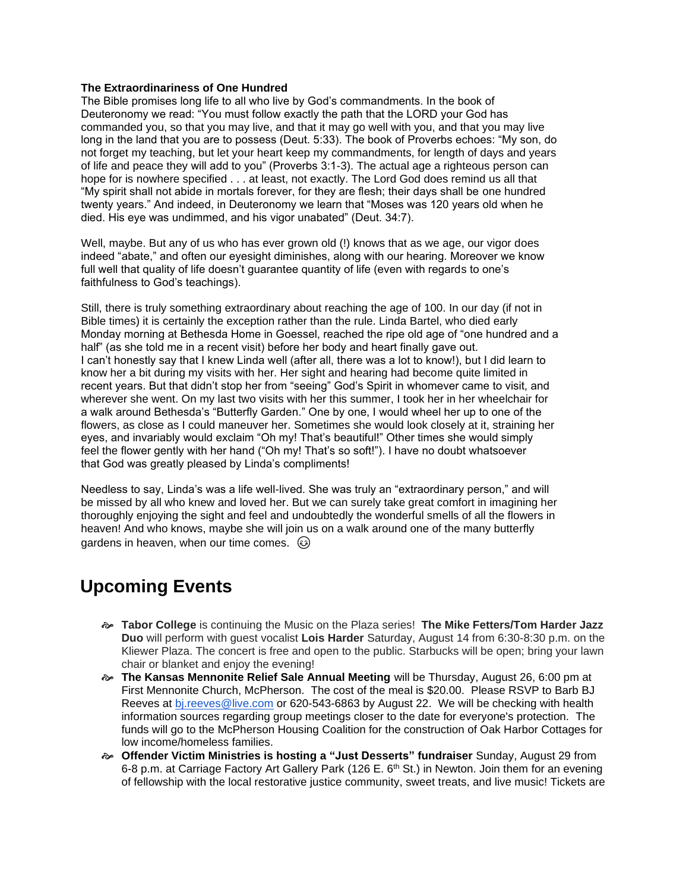**The Extraordinariness of One Hundred**

The Bible promises long life to all who live by God's commandments. In the book of Deuteronomy we read: "You must follow exactly the path that the LORD your God has commanded you, so that you may live, and that it may go well with you, and that you may live long in the land that you are to possess (Deut. 5:33). The book of Proverbs echoes: "My son, do not forget my teaching, but let your heart keep my commandments, for length of days and years of life and peace they will add to you" (Proverbs 3:1-3). The actual age a righteous person can hope for is nowhere specified . . . at least, not exactly. The Lord God does remind us all that "My spirit shall not abide in mortals forever, for they are flesh; their days shall be one hundred twenty years." And indeed, in Deuteronomy we learn that "Moses was 120 years old when he died. His eye was undimmed, and his vigor unabated" (Deut. 34:7).

Well, maybe. But any of us who has ever grown old (!) knows that as we age, our vigor does indeed "abate," and often our eyesight diminishes, along with our hearing. Moreover we know full well that quality of life doesn't guarantee quantity of life (even with regards to one's faithfulness to God's teachings).

Still, there is truly something extraordinary about reaching the age of 100. In our day (if not in Bible times) it is certainly the exception rather than the rule. Linda Bartel, who died early Monday morning at Bethesda Home in Goessel, reached the ripe old age of "one hundred and a half" (as she told me in a recent visit) before her body and heart finally gave out.
I can't honestly say that I knew Linda well (after all, there was a lot to know!), but I did learn to know her a bit during my visits with her. Her sight and hearing had become quite limited in recent years. But that didn't stop her from "seeing" God's Spirit in whomever came to visit, and wherever she went. On my last two visits with her this summer, I took her in her wheelchair for a walk around Bethesda's "Butterfly Garden." One by one, I would wheel her up to one of the flowers, as close as I could maneuver her. Sometimes she would look closely at it, straining her eyes, and invariably would exclaim "Oh my! That's beautiful!" Other times she would simply feel the flower gently with her hand ("Oh my! That's so soft!"). I have no doubt whatsoever that God was greatly pleased by Linda's compliments!

Needless to say, Linda's was a life well-lived. She was truly an "extraordinary person," and will be missed by all who knew and loved her. But we can surely take great comfort in imagining her thoroughly enjoying the sight and feel and undoubtedly the wonderful smells of all the flowers in heaven! And who knows, maybe she will join us on a walk around one of the many butterfly gardens in heaven, when our time comes. 😉

# Upcoming Events

- **Tabor College** is continuing the Music on the Plaza series! **The Mike Fetters/Tom Harder Jazz Duo** will perform with guest vocalist **Lois Harder** Saturday, August 14 from 6:30-8:30 p.m. on the Kliewer Plaza. The concert is free and open to the public. Starbucks will be open; bring your lawn chair or blanket and enjoy the evening!
- **The Kansas Mennonite Relief Sale Annual Meeting** will be Thursday, August 26, 6:00 pm at First Mennonite Church, McPherson. The cost of the meal is $20.00. Please RSVP to Barb BJ Reeves at bj.reeves@live.com or 620-543-6863 by August 22. We will be checking with health information sources regarding group meetings closer to the date for everyone's protection. The funds will go to the McPherson Housing Coalition for the construction of Oak Harbor Cottages for low income/homeless families.
- **Offender Victim Ministries is hosting a "Just Desserts" fundraiser** Sunday, August 29 from 6-8 p.m. at Carriage Factory Art Gallery Park (126 E. 6th St.) in Newton. Join them for an evening of fellowship with the local restorative justice community, sweet treats, and live music! Tickets are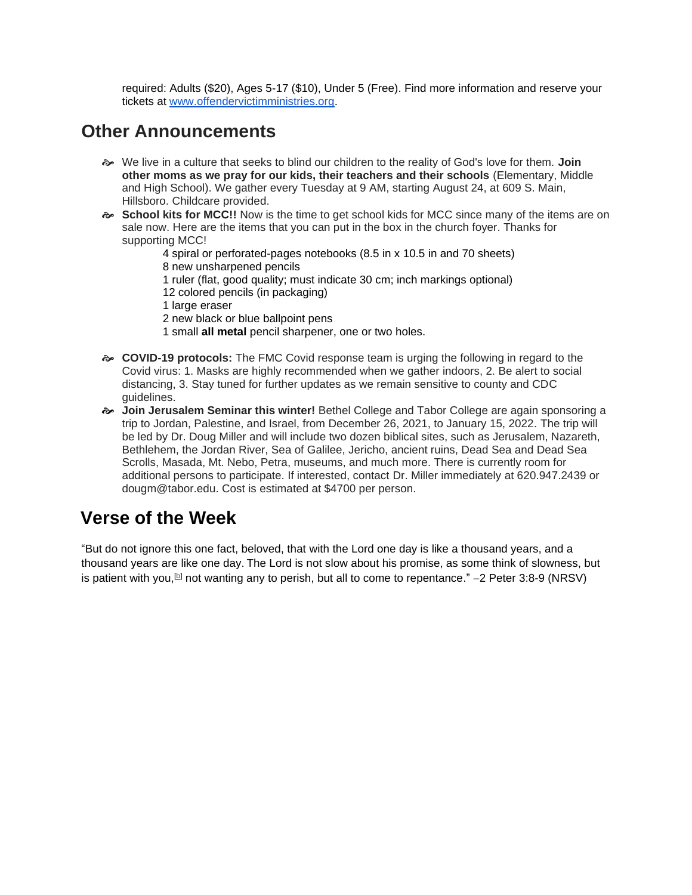required: Adults ($20), Ages 5-17 ($10), Under 5 (Free). Find more information and reserve your tickets at [www.offendervictimministries.org](http://www.offendervictimministries.org).

## Other Announcements

- We live in a culture that seeks to blind our children to the reality of God's love for them. **Join other moms as we pray for our kids, their teachers and their schools** (Elementary, Middle and High School). We gather every Tuesday at 9 AM, starting August 24, at 609 S. Main, Hillsboro. Childcare provided.
- **School kits for MCC!!** Now is the time to get school kids for MCC since many of the items are on sale now. Here are the items that you can put in the box in the church foyer. Thanks for supporting MCC!

  4 spiral or perforated-pages notebooks (8.5 in x 10.5 in and 70 sheets)
  8 new unsharpened pencils
  1 ruler (flat, good quality; must indicate 30 cm; inch markings optional)
  12 colored pencils (in packaging)
  1 large eraser
  2 new black or blue ballpoint pens
  1 small **all metal** pencil sharpener, one or two holes.

- **COVID-19 protocols:** The FMC Covid response team is urging the following in regard to the Covid virus: 1. Masks are highly recommended when we gather indoors, 2. Be alert to social distancing, 3. Stay tuned for further updates as we remain sensitive to county and CDC guidelines.
- **Join Jerusalem Seminar this winter!** Bethel College and Tabor College are again sponsoring a trip to Jordan, Palestine, and Israel, from December 26, 2021, to January 15, 2022. The trip will be led by Dr. Doug Miller and will include two dozen biblical sites, such as Jerusalem, Nazareth, Bethlehem, the Jordan River, Sea of Galilee, Jericho, ancient ruins, Dead Sea and Dead Sea Scrolls, Masada, Mt. Nebo, Petra, museums, and much more. There is currently room for additional persons to participate. If interested, contact Dr. Miller immediately at 620.947.2439 or dougm@tabor.edu. Cost is estimated at $4700 per person.

## Verse of the Week

"But do not ignore this one fact, beloved, that with the Lord one day is like a thousand years, and a thousand years are like one day. The Lord is not slow about his promise, as some think of slowness, but is patient with you,[b] not wanting any to perish, but all to come to repentance." –2 Peter 3:8-9 (NRSV)